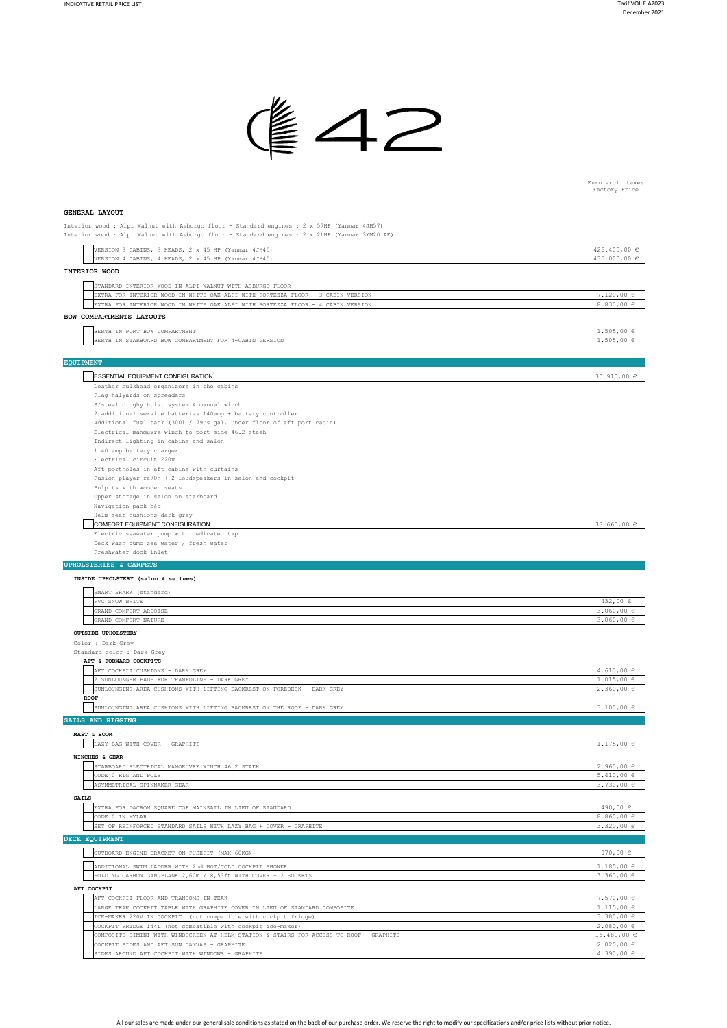# 42

Euro excl. taxes
Factory Price

## GENERAL LAYOUT

Interior wood : Alpi Walnut with Asburgo floor - Standard engines : 2 x 57HP (Yanmar 4JH57)
Interior wood : Alpi Walnut with Asburgo floor - Standard engines : 2 x 21HP (Yanmar 3YM20 AE)

| Item | Price |
|---|---|
| VERSION 3 CABINS, 3 HEADS, 2 x 45 HP (Yanmar 4JH45) | 426.400,00 € |
| VERSION 4 CABINS, 4 HEADS, 2 x 45 HP (Yanmar 4JH45) | 435.000,00 € |

### INTERIOR WOOD

| Item | Price |
|---|---|
| STANDARD INTERIOR WOOD IN ALPI WALNUT WITH ASBURGO FLOOR | |
| EXTRA FOR INTERIOR WOOD IN WHITE OAK ALPI WITH FORTEZZA FLOOR - 3 CABIN VERSION | 7.120,00 € |
| EXTRA FOR INTERIOR WOOD IN WHITE OAK ALPI WITH FORTEZZA FLOOR - 4 CABIN VERSION | 8.830,00 € |

### BOW COMPARTMENTS LAYOUTS

| Item | Price |
|---|---|
| BERTH IN PORT BOW COMPARTMENT | 1.505,00 € |
| BERTH IN STARBOARD BOW COMPARTMENT FOR 4-CABIN VERSION | 1.505,00 € |

## EQUIPMENT

| Item | Price |
|---|---|
| ESSENTIAL EQUIPMENT CONFIGURATION | 30.910,00 € |

- Leather bulkhead organizers in the cabins
- Flag halyards on spreaders
- S/steel dinghy hoist system & manual winch
- 2 additional service batteries 140amp + battery controller
- Additional fuel tank (300l / 79us gal, under floor of aft port cabin)
- Electrical manœuvre winch to port side 46.2 staeh
- Indirect lighting in cabins and salon
- 1 40 amp battery charger
- Electrical circuit 220v
- Aft portholes in aft cabins with curtains
- Fusion player ra70n + 2 loudspeakers in salon and cockpit
- Pulpits with wooden seats
- Upper storage in salon on starboard
- Navigation pack b&g
- Helm seat cushions dark grey

| Item | Price |
|---|---|
| COMFORT EQUIPMENT CONFIGURATION | 33.660,00 € |

- Electric seawater pump with dedicated tap
- Deck wash pump sea water / fresh water
- Freshwater dock inlet

## UPHOLSTERIES & CARPETS

### INSIDE UPHOLSTERY (salon & settees)

| Item | Price |
|---|---|
| SMART SHARK (standard) | |
| PVC SNOW WHITE | 432,00 € |
| GRAND COMFORT ARDOISE | 3.060,00 € |
| GRAND COMFORT NATURE | 3.060,00 € |

### OUTSIDE UPHOLSTERY

Color : Dark Grey
Standard color : Dark Grey

#### AFT & FORWARD COCKPITS

| Item | Price |
|---|---|
| AFT COCKPIT CUSHIONS - DARK GREY | 4.610,00 € |
| 2 SUNLOUNGER PADS FOR TRAMPOLINE - DARK GREY | 1.015,00 € |
| SUNLOUNGING AREA CUSHIONS WITH LIFTING BACKREST ON FOREDECK - DARK GREY | 2.360,00 € |

#### ROOF

| Item | Price |
|---|---|
| SUNLOUNGING AREA CUSHIONS WITH LIFTING BACKREST ON THE ROOF - DARK GREY | 3.100,00 € |

## SAILS AND RIGGING

### MAST & BOOM

| Item | Price |
|---|---|
| LAZY BAG WITH COVER - GRAPHITE | 1.175,00 € |

### WINCHES & GEAR

| Item | Price |
|---|---|
| STARBOARD ELECTRICAL MANOEUVRE WINCH 46.2 STAEH | 2.960,00 € |
| CODE 0 RIG AND POLE | 5.410,00 € |
| ASYMMETRICAL SPINNAKER GEAR | 3.730,00 € |

### SAILS

| Item | Price |
|---|---|
| EXTRA FOR DACRON SQUARE TOP MAINSAIL IN LIEU OF STANDARD | 490,00 € |
| CODE 0 IN MYLAR | 8.860,00 € |
| SET OF REINFORCED STANDARD SAILS WITH LAZY BAG + COVER - GRAPHITE | 3.320,00 € |

## DECK EQUIPMENT

| Item | Price |
|---|---|
| OUTBOARD ENGINE BRACKET ON PUSHPIT (MAX 60KG) | 970,00 € |
| ADDITIONAL SWIM LADDER WITH 2nd HOT/COLD COCKPIT SHOWER | 1.185,00 € |
| FOLDING CARBON GANGPLANK 2,60m / 8,53ft WITH COVER + 2 SOCKETS | 3.360,00 € |

### AFT COCKPIT

| Item | Price |
|---|---|
| AFT COCKPIT FLOOR AND TRANSOMS IN TEAK | 7.570,00 € |
| LARGE TEAK COCKPIT TABLE WITH GRAPHITE COVER IN LIEU OF STANDARD COMPOSITE | 1.115,00 € |
| ICE-MAKER 220V IN COCKPIT (not compatible with cockpit fridge) | 3.380,00 € |
| COCKPIT FRIDGE 144L (not compatible with cockpit ice-maker) | 2.080,00 € |
| COMPOSITE BIMINI WITH WINDSCREEN AT HELM STATION & STAIRS FOR ACCESS TO ROOF - GRAPHITE | 16.480,00 € |
| COCKPIT SIDES AND AFT SUN CANVAS - GRAPHITE | 2.020,00 € |
| SIDES AROUND AFT COCKPIT WITH WINDOWS - GRAPHITE | 4.390,00 € |

All our sales are made under our general sale conditions as stated on the back of our purchase order. We reserve the right to modify our specifications and/or price-lists without prior notice.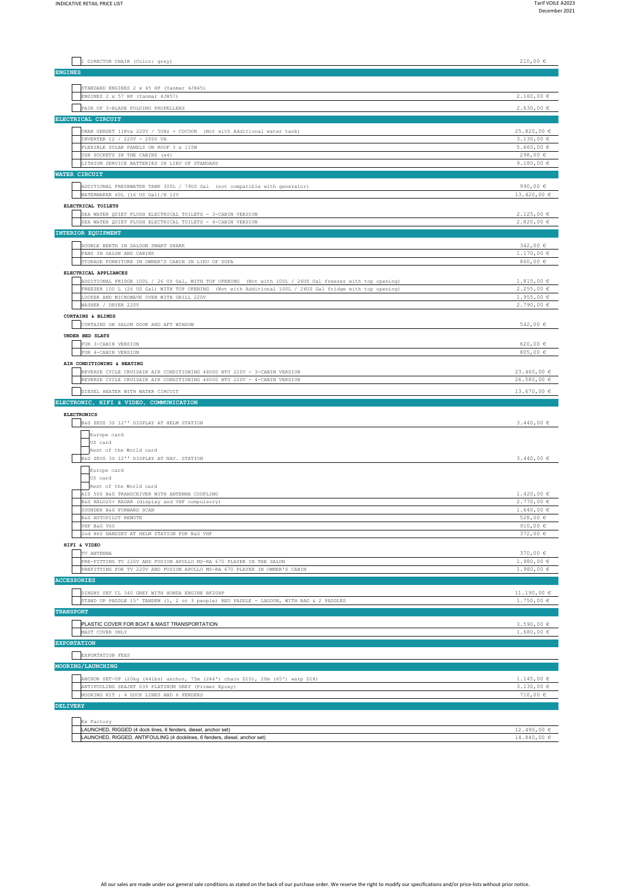| | |
|---|---|
| 1 DIRECTOR CHAIR (Color: grey) | 210,00 € |

## ENGINES

| | |
|---|---|
| STANDARD ENGINES 2 x 45 HP (Yanmar 4JH45) | |
| ENGINES 2 x 57 HP (Yanmar 4JH57) | 2.160,00 € |
| PAIR OF 3-BLADE FOLDING PROPELLERS | 2.630,00 € |

## ELECTRICAL CIRCUIT

| | |
|---|---|
| ONAN GENSET 11Kva 220V / 50Hz + COCOON (Not with Additional water tank) | 25.820,00 € |
| INVERTER 12 / 220V - 2000 VA | 3.130,00 € |
| FLEXIBLE SOLAR PANELS ON ROOF 3 x 115W | 5.660,00 € |
| USB SOCKETS IN THE CABINS (x4) | 298,00 € |
| LITHIUM SERVICE BATTERIES IN LIEU OF STANDARD | 9.180,00 € |

## WATER CIRCUIT

| | |
|---|---|
| ADDITIONAL FRESHWATER TANK 300L / 79US Gal (not compatible with generator) | 990,00 € |
| WATERMAKER 60L (16 US Gal)/H 12V | 13.420,00 € |

### ELECTRICAL TOILETS

| | |
|---|---|
| SEA WATER QUIET FLUSH ELECTRICAL TOILETS - 3-CABIN VERSION | 2.125,00 € |
| SEA WATER QUIET FLUSH ELECTRICAL TOILETS - 4-CABIN VERSION | 2.820,00 € |

## INTERIOR EQUIPMENT

| | |
|---|---|
| DOUBLE BERTH IN SALOON SMART SHARK | 342,00 € |
| FANS IN SALON AND CABINS | 1.170,00 € |
| STORAGE FURNITURE IN OWNER'S CABIN IN LIEU OF SOFA | 860,00 € |

### ELECTRICAL APPLIANCES

| | |
|---|---|
| ADDITIONAL FRIDGE 100L / 26 US Gal, WITH TOP OPENING (Not with 100L / 26US Gal freezer with top opening) | 1.815,00 € |
| FREEZER 100 L (26 US Gal) WITH TOP OPENING (Not with Additional 100L / 26US Gal fridge with top opening) | 2.255,00 € |
| LOCKER AND MICROWAVE OVEN WITH GRILL 220V | 1.955,00 € |
| WASHER / DRYER 220V | 2.790,00 € |

### CURTAINS & BLINDS

| | |
|---|---|
| CURTAINS ON SALON DOOR AND AFT WINDOW | 542,00 € |

### UNDER BED SLATS

| | |
|---|---|
| FOR 3-CABIN VERSION | 620,00 € |
| FOR 4-CABIN VERSION | 805,00 € |

### AIR CONDITIONING & HEATING

| | |
|---|---|
| REVERSE CYCLE CRUISAIR AIR CONDITIONING 48000 BTU 220V - 3-CABIN VERSION | 23.460,00 € |
| REVERSE CYCLE CRUISAIR AIR CONDITIONING 48000 BTU 220V - 4-CABIN VERSION | 26.580,00 € |
| DIESEL HEATER WITH WATER CIRCUIT | 13.670,00 € |

## ELECTRONIC, HIFI & VIDEO, COMMUNICATION

### ELECTRONICS

| | |
|---|---|
| B&G ZEUS 3S 12'' DISPLAY AT HELM STATION | 3.440,00 € |
| Europe card | |
| US card | |
| Rest of the World card | |
| B&G ZEUS 3S 12'' DISPLAY AT NAV. STATION | 3.440,00 € |
| Europe card | |
| US card | |
| Rest of the World card | |
| AIS 500 B&G TRANSCEIVER WITH ANTENNA COUPLING | 1.420,00 € |
| B&G HALO20+ RADAR (display and VHF compulsory) | 2.770,00 € |
| SOUNDER B&G FORWARD SCAN | 1.640,00 € |
| B&G AUTOPILOT REMOTE | 528,00 € |
| VHF B&G V60 | 910,00 € |
| 2nd H60 HANDSET AT HELM STATION FOR B&G VHF | 372,00 € |

### HIFI & VIDEO

| | |
|---|---|
| TV ANTENNA | 370,00 € |
| PRE-FITTING TV 220V AND FUSION APOLLO MS-RA 670 PLAYER IN THE SALON | 1.980,00 € |
| PREFITTING FOR TV 220V AND FUSION APOLLO MS-RA 670 PLAYER IN OWNER'S CABIN | 1.980,00 € |

## ACCESSORIES

| | |
|---|---|
| DINGHY SET CL 340 GREY WITH HONDA ENGINE BF20HP | 11.190,00 € |
| STAND UP PADDLE 15' TANDEM (1, 2 or 3 people) RED PADDLE - LAGOON, WITH BAG & 2 PADDLES | 1.750,00 € |

## TRANSPORT

| | |
|---|---|
| PLASTIC COVER FOR BOAT & MAST TRANSPORTATION | 3.590,00 € |
| MAST COVER ONLY | 1.680,00 € |

## EXPORTATION

| | |
|---|---|
| EXPORTATION FEES | |

## MOORING/LAUNCHING

| | |
|---|---|
| ANCHOR SET-UP (20kg (44lbs) anchor, 75m (246') chain D10), 20m (65') warp D18) | 1.145,00 € |
| ANTIFOULING SEAJET 039 PLATINUM GREY (Primer Epoxy) | 3.130,00 € |
| MOORING KIT : 4 DOCK LINES AND 6 FENDERS | 710,00 € |

## DELIVERY

| | |
|---|---|
| Ex Factory | |
| LAUNCHED, RIGGED (4 dock lines, 6 fenders, diesel, anchor set) | 12.490,00 € |
| LAUNCHED, RIGGED, ANTIFOULING (4 docklines, 6 fenders, diesel, anchor set) | 14.840,00 € |

All our sales are made under our general sale conditions as stated on the back of our purchase order. We reserve the right to modify our specifications and/or price-lists without prior notice.